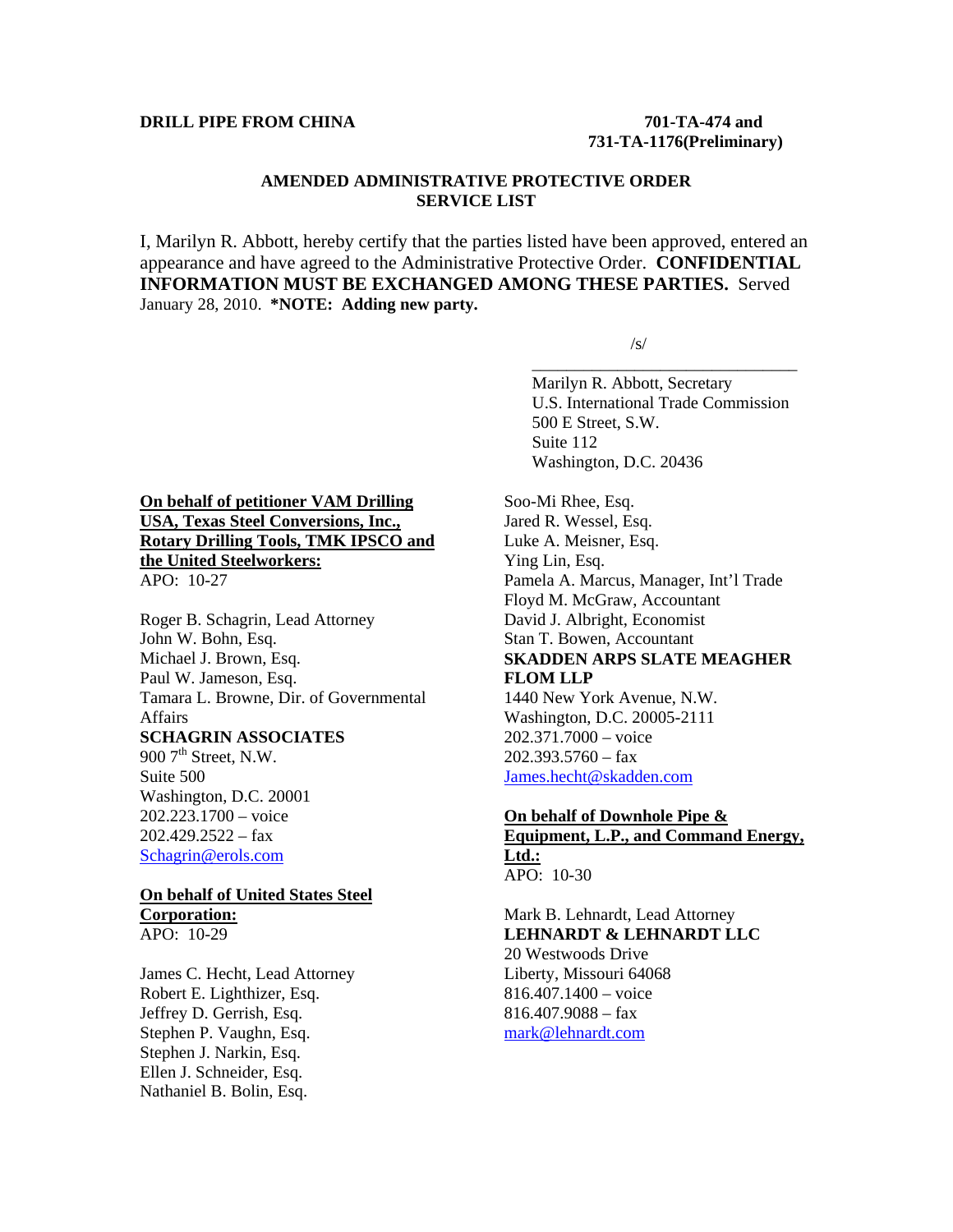**DRILL PIPE FROM CHINA** **701-TA-474 and 731-TA-1176(Preliminary)**

**AMENDED ADMINISTRATIVE PROTECTIVE ORDER SERVICE LIST**

I, Marilyn R. Abbott, hereby certify that the parties listed have been approved, entered an appearance and have agreed to the Administrative Protective Order. **CONFIDENTIAL INFORMATION MUST BE EXCHANGED AMONG THESE PARTIES.** Served January 28, 2010. ***NOTE: Adding new party.**

/s/

Marilyn R. Abbott, Secretary
U.S. International Trade Commission
500 E Street, S.W.
Suite 112
Washington, D.C. 20436

**On behalf of petitioner VAM Drilling USA, Texas Steel Conversions, Inc., Rotary Drilling Tools, TMK IPSCO and the United Steelworkers:**
APO: 10-27

Roger B. Schagrin, Lead Attorney
John W. Bohn, Esq.
Michael J. Brown, Esq.
Paul W. Jameson, Esq.
Tamara L. Browne, Dir. of Governmental Affairs
**SCHAGRIN ASSOCIATES**
900 7th Street, N.W.
Suite 500
Washington, D.C. 20001
202.223.1700 – voice
202.429.2522 – fax
Schagrin@erols.com

**On behalf of United States Steel Corporation:**
APO: 10-29

James C. Hecht, Lead Attorney
Robert E. Lighthizer, Esq.
Jeffrey D. Gerrish, Esq.
Stephen P. Vaughn, Esq.
Stephen J. Narkin, Esq.
Ellen J. Schneider, Esq.
Nathaniel B. Bolin, Esq.
Soo-Mi Rhee, Esq.
Jared R. Wessel, Esq.
Luke A. Meisner, Esq.
Ying Lin, Esq.
Pamela A. Marcus, Manager, Int'l Trade
Floyd M. McGraw, Accountant
David J. Albright, Economist
Stan T. Bowen, Accountant
**SKADDEN ARPS SLATE MEAGHER FLOM LLP**
1440 New York Avenue, N.W.
Washington, D.C. 20005-2111
202.371.7000 – voice
202.393.5760 – fax
James.hecht@skadden.com

**On behalf of Downhole Pipe & Equipment, L.P., and Command Energy, Ltd.:**
APO: 10-30

Mark B. Lehnardt, Lead Attorney
**LEHNARDT & LEHNARDT LLC**
20 Westwoods Drive
Liberty, Missouri 64068
816.407.1400 – voice
816.407.9088 – fax
mark@lehnardt.com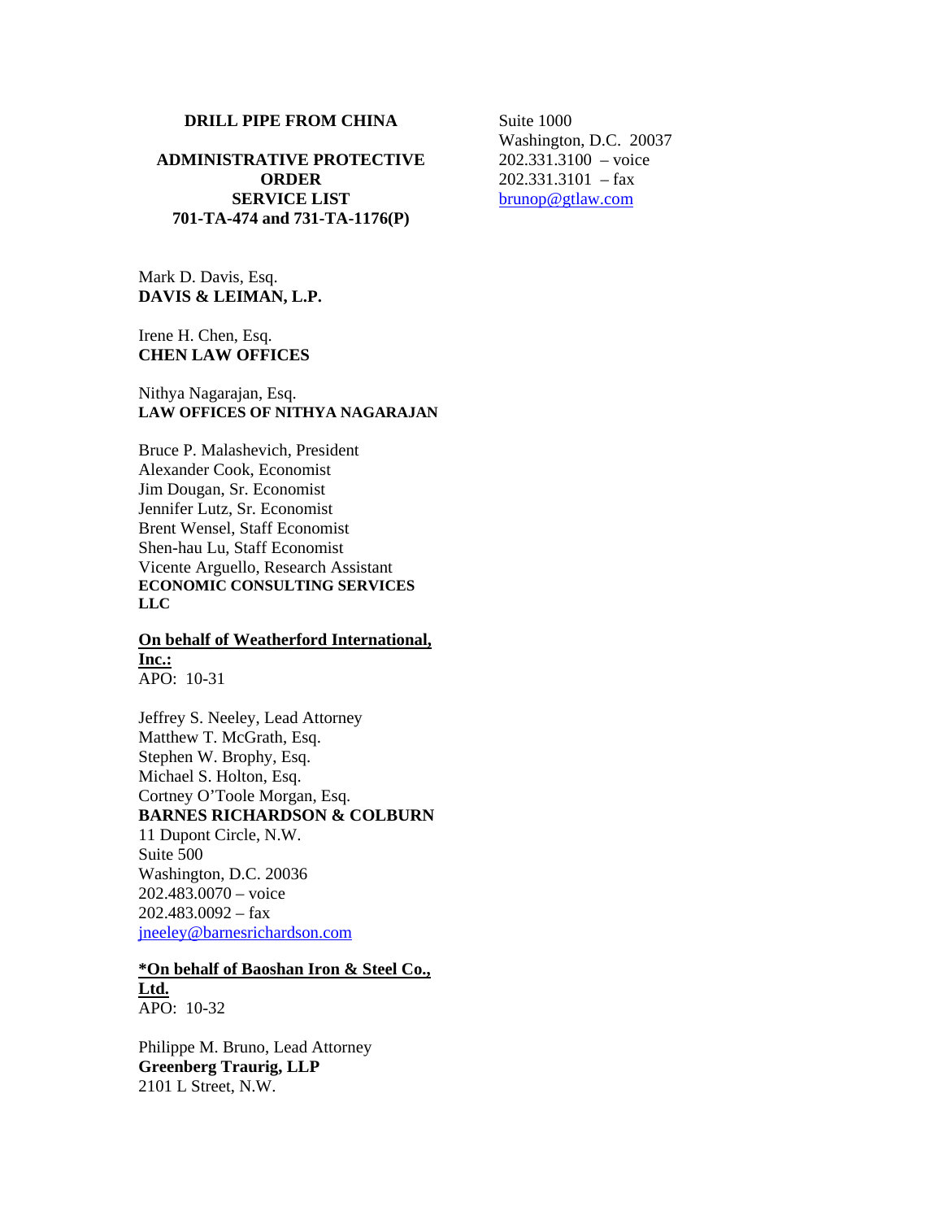**DRILL PIPE FROM CHINA**

**ADMINISTRATIVE PROTECTIVE ORDER SERVICE LIST 701-TA-474 and 731-TA-1176(P)**

Mark D. Davis, Esq.
**DAVIS & LEIMAN, L.P.**

Irene H. Chen, Esq.
**CHEN LAW OFFICES**

Nithya Nagarajan, Esq.
**LAW OFFICES OF NITHYA NAGARAJAN**

Bruce P. Malashevich, President
Alexander Cook, Economist
Jim Dougan, Sr. Economist
Jennifer Lutz, Sr. Economist
Brent Wensel, Staff Economist
Shen-hau Lu, Staff Economist
Vicente Arguello, Research Assistant
**ECONOMIC CONSULTING SERVICES LLC**

**On behalf of Weatherford International, Inc.:**
APO: 10-31

Jeffrey S. Neeley, Lead Attorney
Matthew T. McGrath, Esq.
Stephen W. Brophy, Esq.
Michael S. Holton, Esq.
Cortney O'Toole Morgan, Esq.
**BARNES RICHARDSON & COLBURN**
11 Dupont Circle, N.W.
Suite 500
Washington, D.C. 20036
202.483.0070 – voice
202.483.0092 – fax
jneeley@barnesrichardson.com

**\*On behalf of Baoshan Iron & Steel Co., Ltd.**
APO: 10-32

Philippe M. Bruno, Lead Attorney
**Greenberg Traurig, LLP**
2101 L Street, N.W.
Suite 1000
Washington, D.C. 20037
202.331.3100 – voice
202.331.3101 – fax
brunop@gtlaw.com